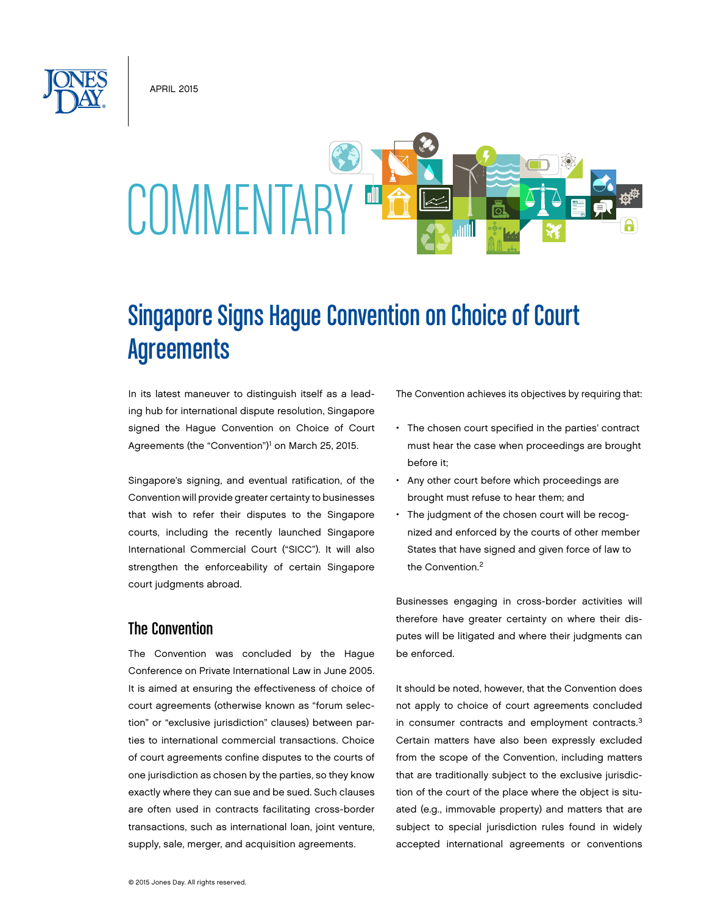APRIL 2015

COMMENTARY

# Singapore Signs Hague Convention on Choice of Court Agreements

In its latest maneuver to distinguish itself as a leading hub for international dispute resolution, Singapore signed the Hague Convention on Choice of Court Agreements (the "Convention")[1] on March 25, 2015.

Singapore's signing, and eventual ratification, of the Convention will provide greater certainty to businesses that wish to refer their disputes to the Singapore courts, including the recently launched Singapore International Commercial Court ("SICC"). It will also strengthen the enforceability of certain Singapore court judgments abroad.

## The Convention

The Convention was concluded by the Hague Conference on Private International Law in June 2005. It is aimed at ensuring the effectiveness of choice of court agreements (otherwise known as "forum selection" or "exclusive jurisdiction" clauses) between parties to international commercial transactions. Choice of court agreements confine disputes to the courts of one jurisdiction as chosen by the parties, so they know exactly where they can sue and be sued. Such clauses are often used in contracts facilitating cross-border transactions, such as international loan, joint venture, supply, sale, merger, and acquisition agreements.

The Convention achieves its objectives by requiring that:

- The chosen court specified in the parties' contract must hear the case when proceedings are brought before it;
- Any other court before which proceedings are brought must refuse to hear them; and
- The judgment of the chosen court will be recognized and enforced by the courts of other member States that have signed and given force of law to the Convention.[2]

Businesses engaging in cross-border activities will therefore have greater certainty on where their disputes will be litigated and where their judgments can be enforced.

It should be noted, however, that the Convention does not apply to choice of court agreements concluded in consumer contracts and employment contracts.[3] Certain matters have also been expressly excluded from the scope of the Convention, including matters that are traditionally subject to the exclusive jurisdiction of the court of the place where the object is situated (e.g., immovable property) and matters that are subject to special jurisdiction rules found in widely accepted international agreements or conventions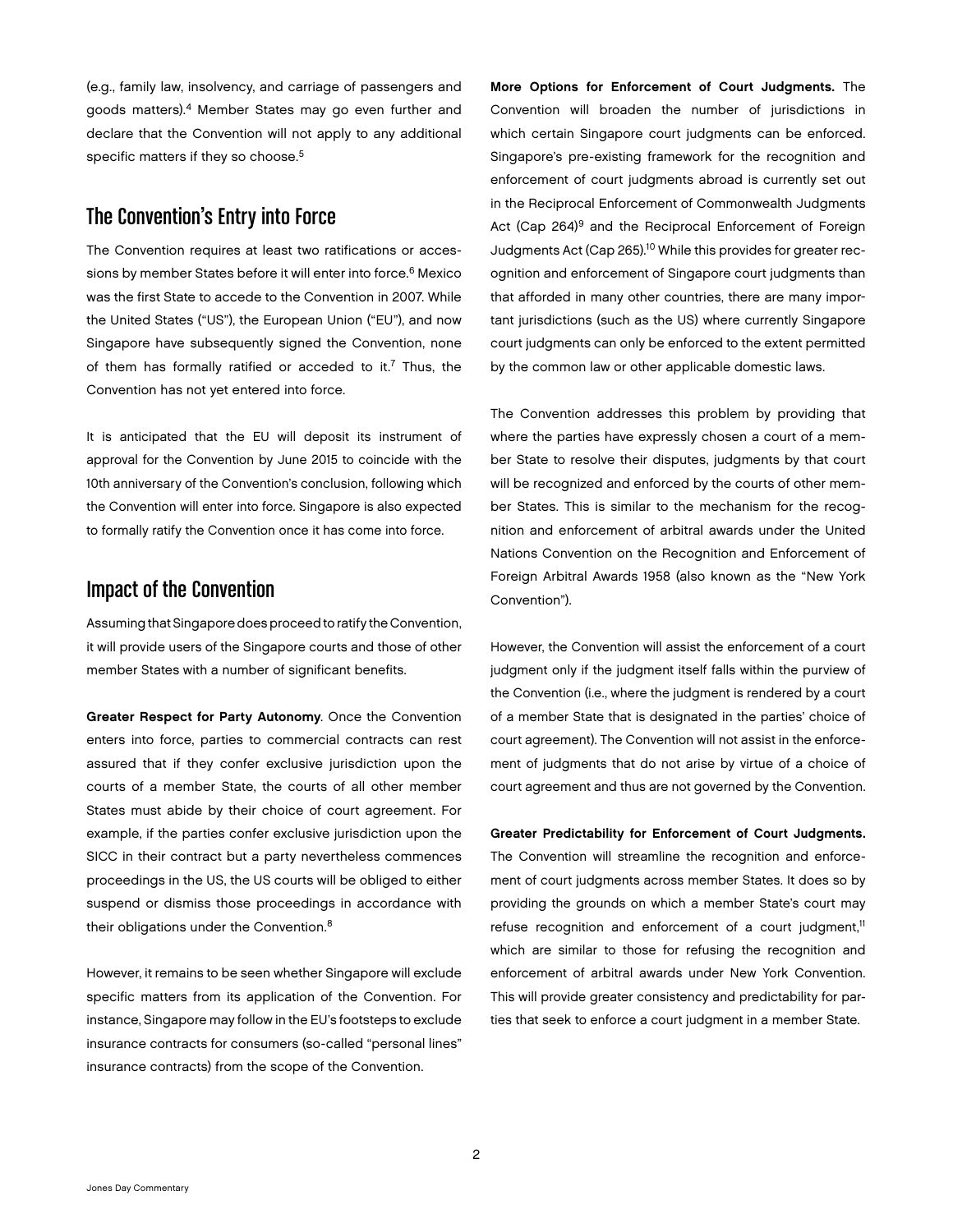(e.g., family law, insolvency, and carriage of passengers and goods matters).[4] Member States may go even further and declare that the Convention will not apply to any additional specific matters if they so choose.[5]

## The Convention's Entry into Force

The Convention requires at least two ratifications or accessions by member States before it will enter into force.[6] Mexico was the first State to accede to the Convention in 2007. While the United States ("US"), the European Union ("EU"), and now Singapore have subsequently signed the Convention, none of them has formally ratified or acceded to it.[7] Thus, the Convention has not yet entered into force.

It is anticipated that the EU will deposit its instrument of approval for the Convention by June 2015 to coincide with the 10th anniversary of the Convention's conclusion, following which the Convention will enter into force. Singapore is also expected to formally ratify the Convention once it has come into force.

## Impact of the Convention

Assuming that Singapore does proceed to ratify the Convention, it will provide users of the Singapore courts and those of other member States with a number of significant benefits.

**Greater Respect for Party Autonomy**. Once the Convention enters into force, parties to commercial contracts can rest assured that if they confer exclusive jurisdiction upon the courts of a member State, the courts of all other member States must abide by their choice of court agreement. For example, if the parties confer exclusive jurisdiction upon the SICC in their contract but a party nevertheless commences proceedings in the US, the US courts will be obliged to either suspend or dismiss those proceedings in accordance with their obligations under the Convention.[8]

However, it remains to be seen whether Singapore will exclude specific matters from its application of the Convention. For instance, Singapore may follow in the EU's footsteps to exclude insurance contracts for consumers (so-called "personal lines" insurance contracts) from the scope of the Convention.

**More Options for Enforcement of Court Judgments.** The Convention will broaden the number of jurisdictions in which certain Singapore court judgments can be enforced. Singapore's pre-existing framework for the recognition and enforcement of court judgments abroad is currently set out in the Reciprocal Enforcement of Commonwealth Judgments Act (Cap 264)[9] and the Reciprocal Enforcement of Foreign Judgments Act (Cap 265).[10] While this provides for greater recognition and enforcement of Singapore court judgments than that afforded in many other countries, there are many important jurisdictions (such as the US) where currently Singapore court judgments can only be enforced to the extent permitted by the common law or other applicable domestic laws.

The Convention addresses this problem by providing that where the parties have expressly chosen a court of a member State to resolve their disputes, judgments by that court will be recognized and enforced by the courts of other member States. This is similar to the mechanism for the recognition and enforcement of arbitral awards under the United Nations Convention on the Recognition and Enforcement of Foreign Arbitral Awards 1958 (also known as the "New York Convention").

However, the Convention will assist the enforcement of a court judgment only if the judgment itself falls within the purview of the Convention (i.e., where the judgment is rendered by a court of a member State that is designated in the parties' choice of court agreement). The Convention will not assist in the enforcement of judgments that do not arise by virtue of a choice of court agreement and thus are not governed by the Convention.

**Greater Predictability for Enforcement of Court Judgments.** The Convention will streamline the recognition and enforcement of court judgments across member States. It does so by providing the grounds on which a member State's court may refuse recognition and enforcement of a court judgment,[11] which are similar to those for refusing the recognition and enforcement of arbitral awards under New York Convention. This will provide greater consistency and predictability for parties that seek to enforce a court judgment in a member State.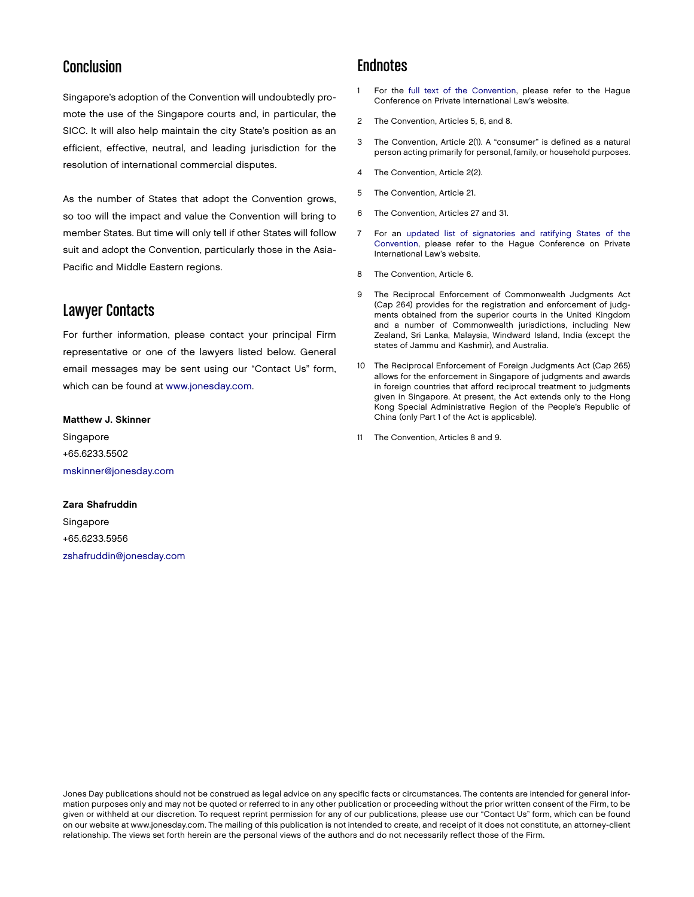## Conclusion

Singapore's adoption of the Convention will undoubtedly promote the use of the Singapore courts and, in particular, the SICC. It will also help maintain the city State's position as an efficient, effective, neutral, and leading jurisdiction for the resolution of international commercial disputes.

As the number of States that adopt the Convention grows, so too will the impact and value the Convention will bring to member States. But time will only tell if other States will follow suit and adopt the Convention, particularly those in the Asia-Pacific and Middle Eastern regions.

## Lawyer Contacts

For further information, please contact your principal Firm representative or one of the lawyers listed below. General email messages may be sent using our "Contact Us" form, which can be found at www.jonesday.com.

**Matthew J. Skinner**
Singapore
+65.6233.5502
mskinner@jonesday.com

**Zara Shafruddin**
Singapore
+65.6233.5956
zshafruddin@jonesday.com

## Endnotes

1. For the full text of the Convention, please refer to the Hague Conference on Private International Law's website.
2. The Convention, Articles 5, 6, and 8.
3. The Convention, Article 2(1). A "consumer" is defined as a natural person acting primarily for personal, family, or household purposes.
4. The Convention, Article 2(2).
5. The Convention, Article 21.
6. The Convention, Articles 27 and 31.
7. For an updated list of signatories and ratifying States of the Convention, please refer to the Hague Conference on Private International Law's website.
8. The Convention, Article 6.
9. The Reciprocal Enforcement of Commonwealth Judgments Act (Cap 264) provides for the registration and enforcement of judgments obtained from the superior courts in the United Kingdom and a number of Commonwealth jurisdictions, including New Zealand, Sri Lanka, Malaysia, Windward Island, India (except the states of Jammu and Kashmir), and Australia.
10. The Reciprocal Enforcement of Foreign Judgments Act (Cap 265) allows for the enforcement in Singapore of judgments and awards in foreign countries that afford reciprocal treatment to judgments given in Singapore. At present, the Act extends only to the Hong Kong Special Administrative Region of the People's Republic of China (only Part 1 of the Act is applicable).
11. The Convention, Articles 8 and 9.

Jones Day publications should not be construed as legal advice on any specific facts or circumstances. The contents are intended for general information purposes only and may not be quoted or referred to in any other publication or proceeding without the prior written consent of the Firm, to be given or withheld at our discretion. To request reprint permission for any of our publications, please use our "Contact Us" form, which can be found on our website at www.jonesday.com. The mailing of this publication is not intended to create, and receipt of it does not constitute, an attorney-client relationship. The views set forth herein are the personal views of the authors and do not necessarily reflect those of the Firm.